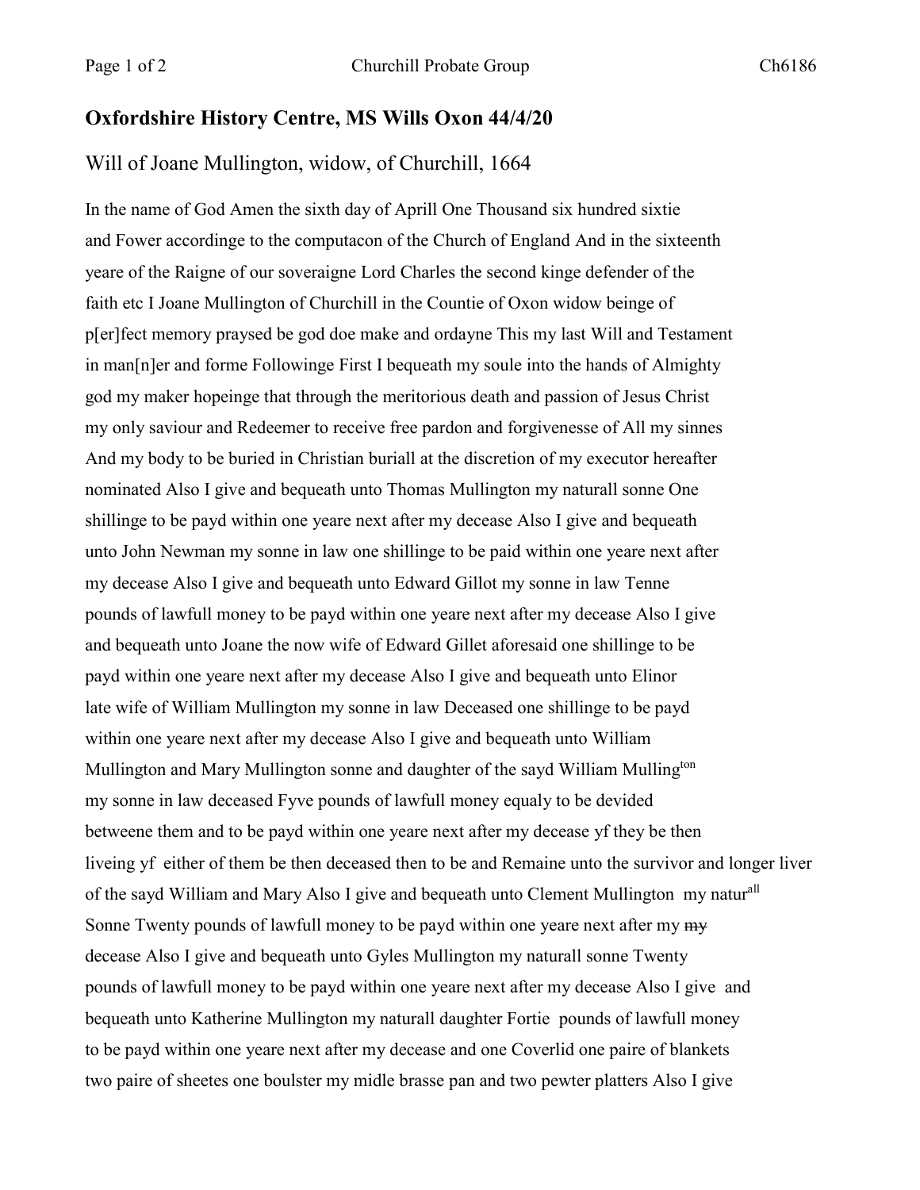## Oxfordshire History Centre, MS Wills Oxon 44/4/20

### Will of Joane Mullington, widow, of Churchill, 1664

In the name of God Amen the sixth day of Aprill One Thousand six hundred sixtie and Fower accordinge to the computacon of the Church of England And in the sixteenth yeare of the Raigne of our soveraigne Lord Charles the second kinge defender of the faith etc I Joane Mullington of Churchill in the Countie of Oxon widow beinge of p[er]fect memory praysed be god doe make and ordayne This my last Will and Testament in man[n]er and forme Followinge First I bequeath my soule into the hands of Almighty god my maker hopeinge that through the meritorious death and passion of Jesus Christ my only saviour and Redeemer to receive free pardon and forgivenesse of All my sinnes And my body to be buried in Christian buriall at the discretion of my executor hereafter nominated Also I give and bequeath unto Thomas Mullington my naturall sonne One shillinge to be payd within one yeare next after my decease Also I give and bequeath unto John Newman my sonne in law one shillinge to be paid within one yeare next after my decease Also I give and bequeath unto Edward Gillot my sonne in law Tenne pounds of lawfull money to be payd within one yeare next after my decease Also I give and bequeath unto Joane the now wife of Edward Gillet aforesaid one shillinge to be payd within one yeare next after my decease Also I give and bequeath unto Elinor late wife of William Mullington my sonne in law Deceased one shillinge to be payd within one yeare next after my decease Also I give and bequeath unto William Mullington and Mary Mullington sonne and daughter of the sayd William Mulling[ton] my sonne in law deceased Fyve pounds of lawfull money equaly to be devided betweene them and to be payd within one yeare next after my decease yf they be then liveing yf either of them be then deceased then to be and Remaine unto the survivor and longer liver of the sayd William and Mary Also I give and bequeath unto Clement Mullington my natur[all] Sonne Twenty pounds of lawfull money to be payd within one yeare next after my ~~my~~ decease Also I give and bequeath unto Gyles Mullington my naturall sonne Twenty pounds of lawfull money to be payd within one yeare next after my decease Also I give and bequeath unto Katherine Mullington my naturall daughter Fortie pounds of lawfull money to be payd within one yeare next after my decease and one Coverlid one paire of blankets two paire of sheetes one boulster my midle brasse pan and two pewter platters Also I give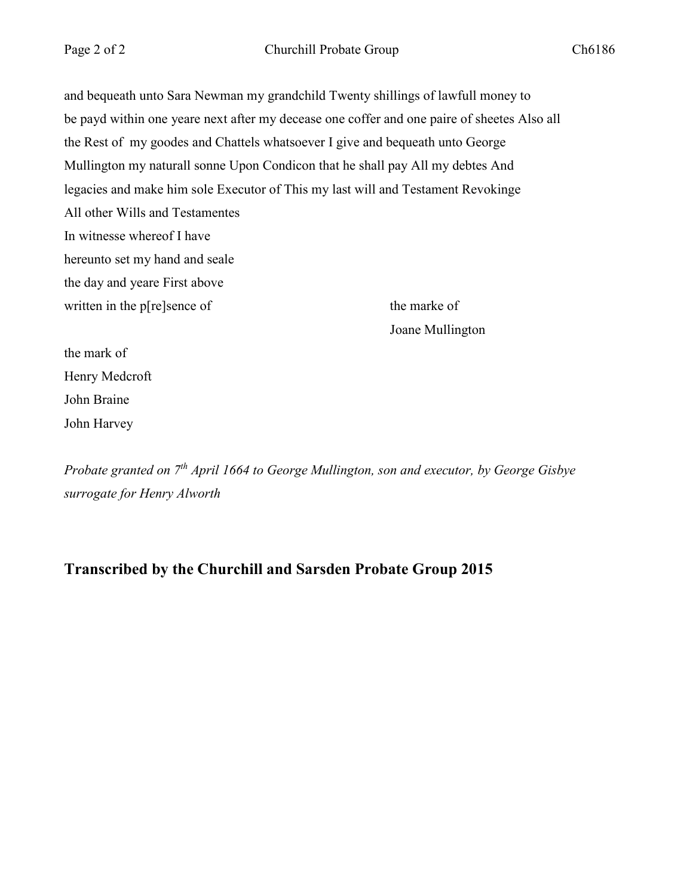and bequeath unto Sara Newman my grandchild Twenty shillings of lawfull money to be payd within one yeare next after my decease one coffer and one paire of sheetes Also all the Rest of my goodes and Chattels whatsoever I give and bequeath unto George Mullington my naturall sonne Upon Condicon that he shall pay All my debtes And legacies and make him sole Executor of This my last will and Testament Revokinge All other Wills and Testamentes

In witnesse whereof I have hereunto set my hand and seale the day and yeare First above written in the p[re]sence of

the marke of
Joane Mullington

the mark of
Henry Medcroft
John Braine
John Harvey

*Probate granted on 7th April 1664 to George Mullington, son and executor, by George Gisbye surrogate for Henry Alworth*

**Transcribed by the Churchill and Sarsden Probate Group 2015**